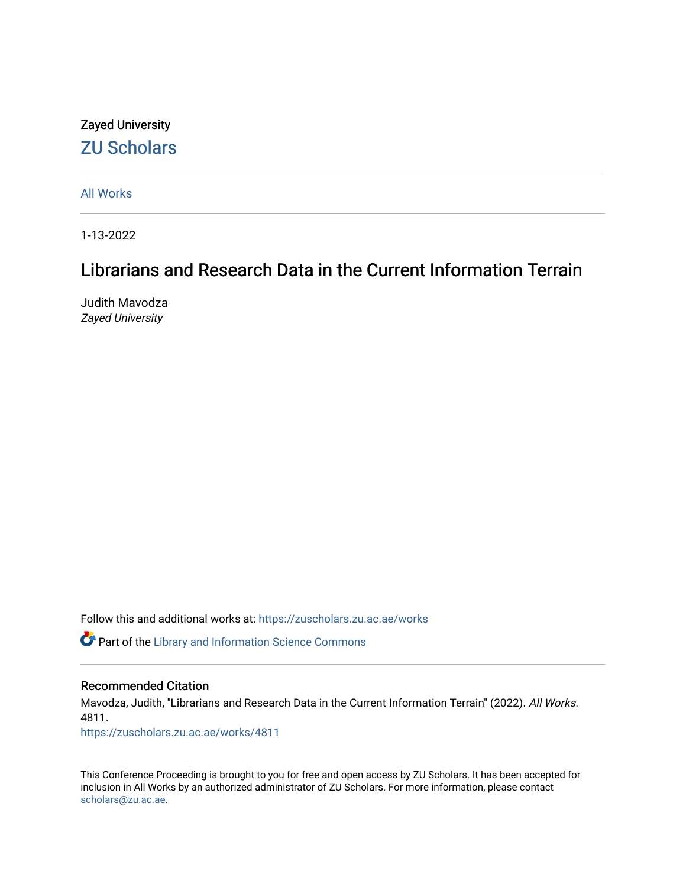Zayed University

# ZU Scholars

All Works

1-13-2022

## Librarians and Research Data in the Current Information Terrain

Judith Mavodza
*Zayed University*

Follow this and additional works at: https://zuscholars.zu.ac.ae/works

Part of the Library and Information Science Commons

### Recommended Citation

Mavodza, Judith, "Librarians and Research Data in the Current Information Terrain" (2022). *All Works*. 4811.
https://zuscholars.zu.ac.ae/works/4811

This Conference Proceeding is brought to you for free and open access by ZU Scholars. It has been accepted for inclusion in All Works by an authorized administrator of ZU Scholars. For more information, please contact scholars@zu.ac.ae.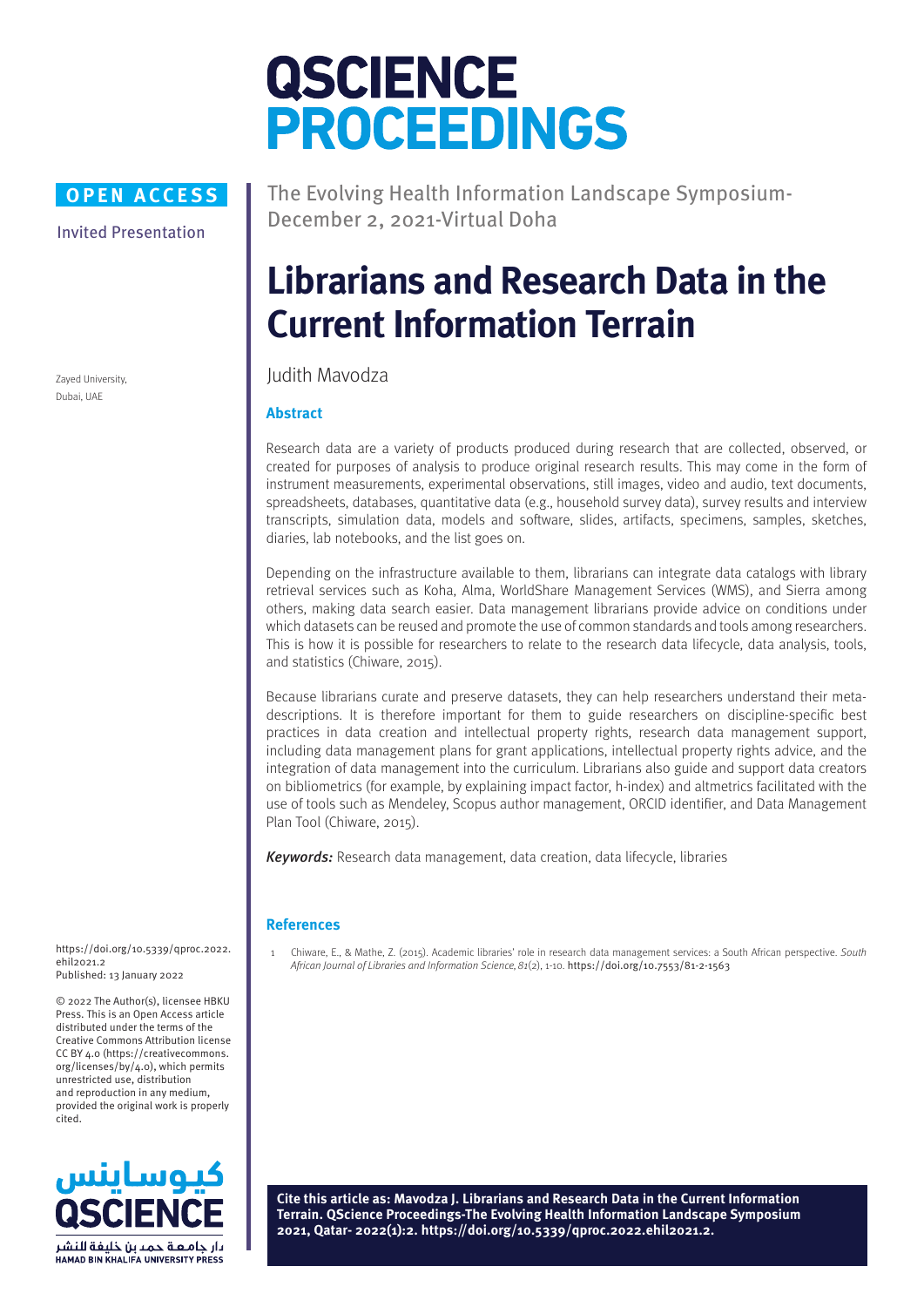# QSCIENCE PROCEEDINGS

**OPEN ACCESS**

Invited Presentation

The Evolving Health Information Landscape Symposium-December 2, 2021-Virtual Doha

# Librarians and Research Data in the Current Information Terrain

Judith Mavodza

Zayed University, Dubai, UAE

### Abstract

Research data are a variety of products produced during research that are collected, observed, or created for purposes of analysis to produce original research results. This may come in the form of instrument measurements, experimental observations, still images, video and audio, text documents, spreadsheets, databases, quantitative data (e.g., household survey data), survey results and interview transcripts, simulation data, models and software, slides, artifacts, specimens, samples, sketches, diaries, lab notebooks, and the list goes on.

Depending on the infrastructure available to them, librarians can integrate data catalogs with library retrieval services such as Koha, Alma, WorldShare Management Services (WMS), and Sierra among others, making data search easier. Data management librarians provide advice on conditions under which datasets can be reused and promote the use of common standards and tools among researchers. This is how it is possible for researchers to relate to the research data lifecycle, data analysis, tools, and statistics (Chiware, 2015).

Because librarians curate and preserve datasets, they can help researchers understand their meta-descriptions. It is therefore important for them to guide researchers on discipline-specific best practices in data creation and intellectual property rights, research data management support, including data management plans for grant applications, intellectual property rights advice, and the integration of data management into the curriculum. Librarians also guide and support data creators on bibliometrics (for example, by explaining impact factor, h-index) and altmetrics facilitated with the use of tools such as Mendeley, Scopus author management, ORCID identifier, and Data Management Plan Tool (Chiware, 2015).

***Keywords:*** Research data management, data creation, data lifecycle, libraries

### References

1. Chiware, E., & Mathe, Z. (2015). Academic libraries' role in research data management services: a South African perspective. *South African Journal of Libraries and Information Science*, *81*(2), 1-10. https://doi.org/10.7553/81-2-1563

https://doi.org/10.5339/qproc.2022.ehil2021.2
Published: 13 January 2022

© 2022 The Author(s), licensee HBKU Press. This is an Open Access article distributed under the terms of the Creative Commons Attribution license CC BY 4.0 (https://creativecommons.org/licenses/by/4.0), which permits unrestricted use, distribution and reproduction in any medium, provided the original work is properly cited.

**Cite this article as: Mavodza J. Librarians and Research Data in the Current Information Terrain. QScience Proceedings-The Evolving Health Information Landscape Symposium 2021, Qatar- 2022(1):2. https://doi.org/10.5339/qproc.2022.ehil2021.2.**